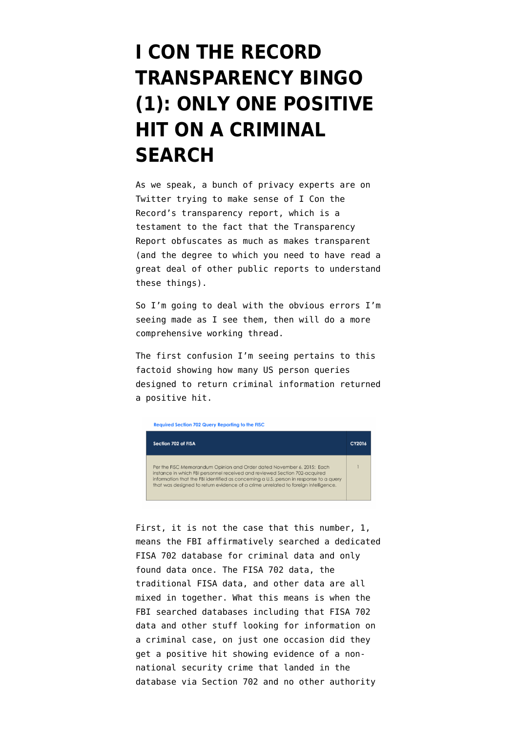# I CON THE RECORD TRANSPARENCY BINGO (1): ONLY ONE POSITIVE HIT ON A CRIMINAL SEARCH

As we speak, a bunch of privacy experts are on Twitter trying to make sense of I Con the Record's transparency report, which is a testament to the fact that the Transparency Report obfuscates as much as makes transparent (and the degree to which you need to have read a great deal of other public reports to understand these things).

So I'm going to deal with the obvious errors I'm seeing made as I see them, then will do a more comprehensive working thread.

The first confusion I'm seeing pertains to this factoid showing how many US person queries designed to return criminal information returned a positive hit.

Required Section 702 Query Reporting to the FISC

| Section 702 of FISA | CY2016 |
| --- | --- |
| Per the FISC Memorandum Opinion and Order dated November 6, 2015: Each instance in which FBI personnel received and reviewed Section 702-acquired information that the FBI identified as concerning a U.S. person in response to a query that was designed to return evidence of a crime unrelated to foreign intelligence. | 1 |

First, it is not the case that this number, 1, means the FBI affirmatively searched a dedicated FISA 702 database for criminal data and only found data once. The FISA 702 data, the traditional FISA data, and other data are all mixed in together. What this means is when the FBI searched databases including that FISA 702 data and other stuff looking for information on a criminal case, on just one occasion did they get a positive hit showing evidence of a non-national security crime that landed in the database via Section 702 and no other authority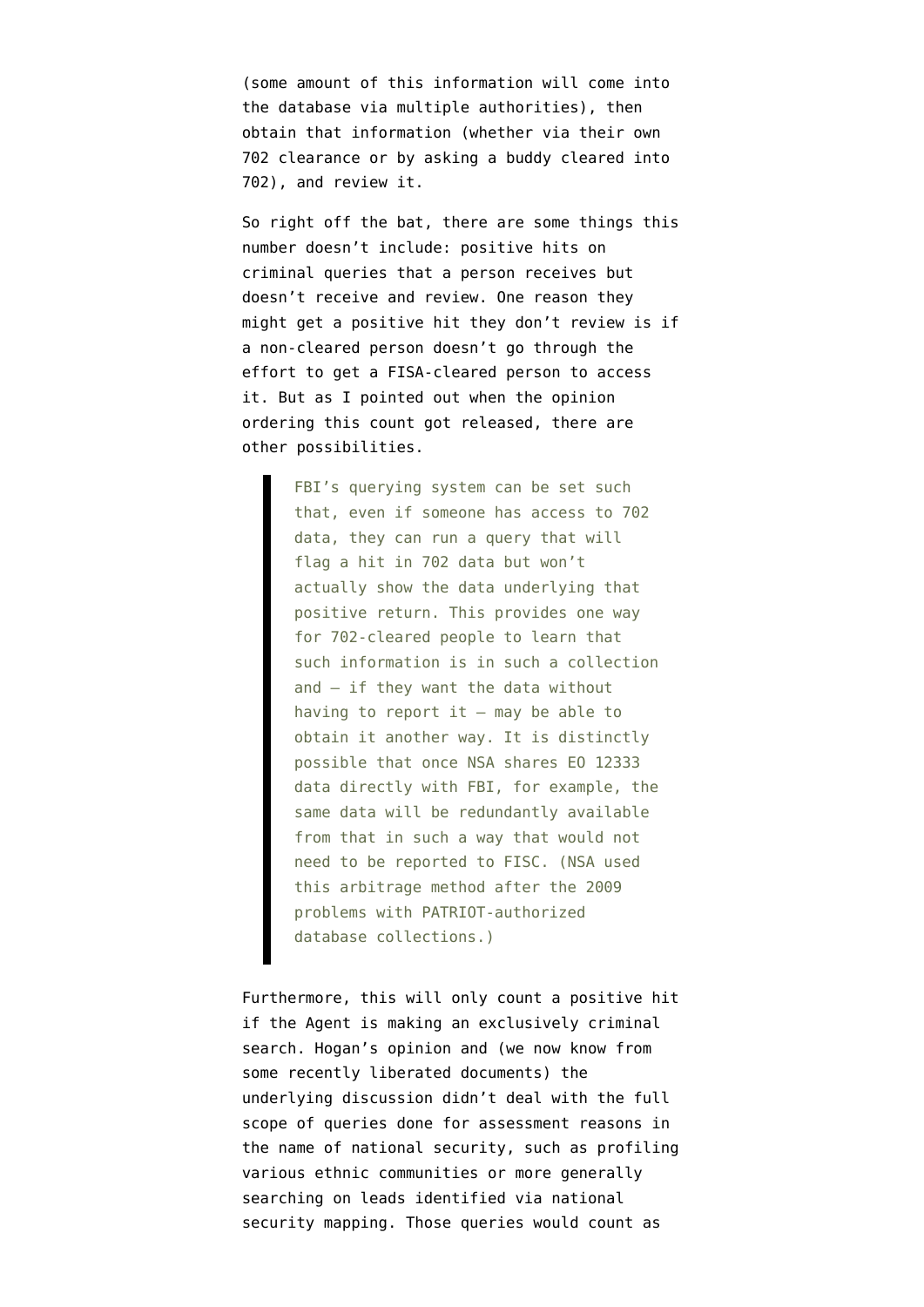(some amount of this information will come into the database via multiple authorities), then obtain that information (whether via their own 702 clearance or by asking a buddy cleared into 702), and review it.

So right off the bat, there are some things this number doesn't include: positive hits on criminal queries that a person receives but doesn't receive and review. One reason they might get a positive hit they don't review is if a non-cleared person doesn't go through the effort to get a FISA-cleared person to access it. But as I pointed out when the opinion ordering this count got released, there are other possibilities.

> FBI's querying system can be set such that, even if someone has access to 702 data, they can run a query that will flag a hit in 702 data but won't actually show the data underlying that positive return. This provides one way for 702-cleared people to learn that such information is in such a collection and — if they want the data without having to report it — may be able to obtain it another way. It is distinctly possible that once NSA shares EO 12333 data directly with FBI, for example, the same data will be redundantly available from that in such a way that would not need to be reported to FISC. (NSA used this arbitrage method after the 2009 problems with PATRIOT-authorized database collections.)

Furthermore, this will only count a positive hit if the Agent is making an exclusively criminal search. Hogan's opinion and (we now know from some recently liberated documents) the underlying discussion didn't deal with the full scope of queries done for assessment reasons in the name of national security, such as profiling various ethnic communities or more generally searching on leads identified via national security mapping. Those queries would count as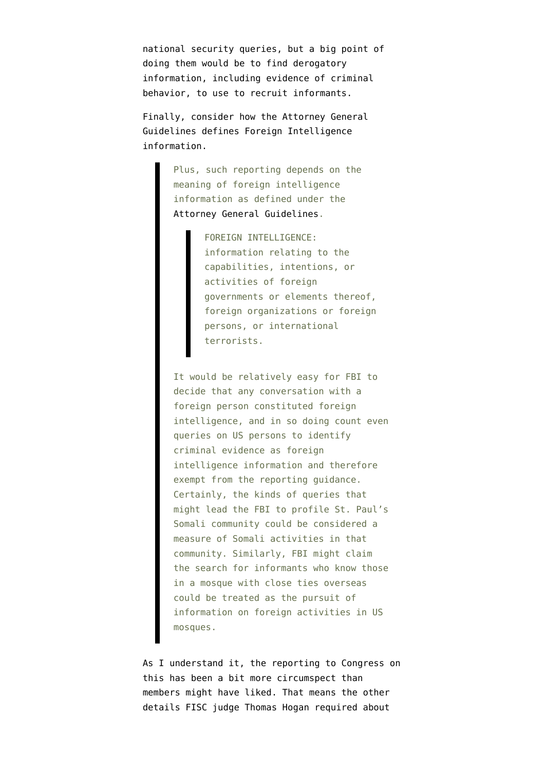national security queries, but a big point of doing them would be to find derogatory information, including evidence of criminal behavior, to use to recruit informants.

Finally, consider how the Attorney General Guidelines defines Foreign Intelligence information.

> Plus, such reporting depends on the meaning of foreign intelligence information as defined under the Attorney General Guidelines.
>
> > FOREIGN INTELLIGENCE: information relating to the capabilities, intentions, or activities of foreign governments or elements thereof, foreign organizations or foreign persons, or international terrorists.
>
> It would be relatively easy for FBI to decide that any conversation with a foreign person constituted foreign intelligence, and in so doing count even queries on US persons to identify criminal evidence as foreign intelligence information and therefore exempt from the reporting guidance. Certainly, the kinds of queries that might lead the FBI to profile St. Paul's Somali community could be considered a measure of Somali activities in that community. Similarly, FBI might claim the search for informants who know those in a mosque with close ties overseas could be treated as the pursuit of information on foreign activities in US mosques.

As I understand it, the reporting to Congress on this has been a bit more circumspect than members might have liked. That means the other details FISC judge Thomas Hogan required about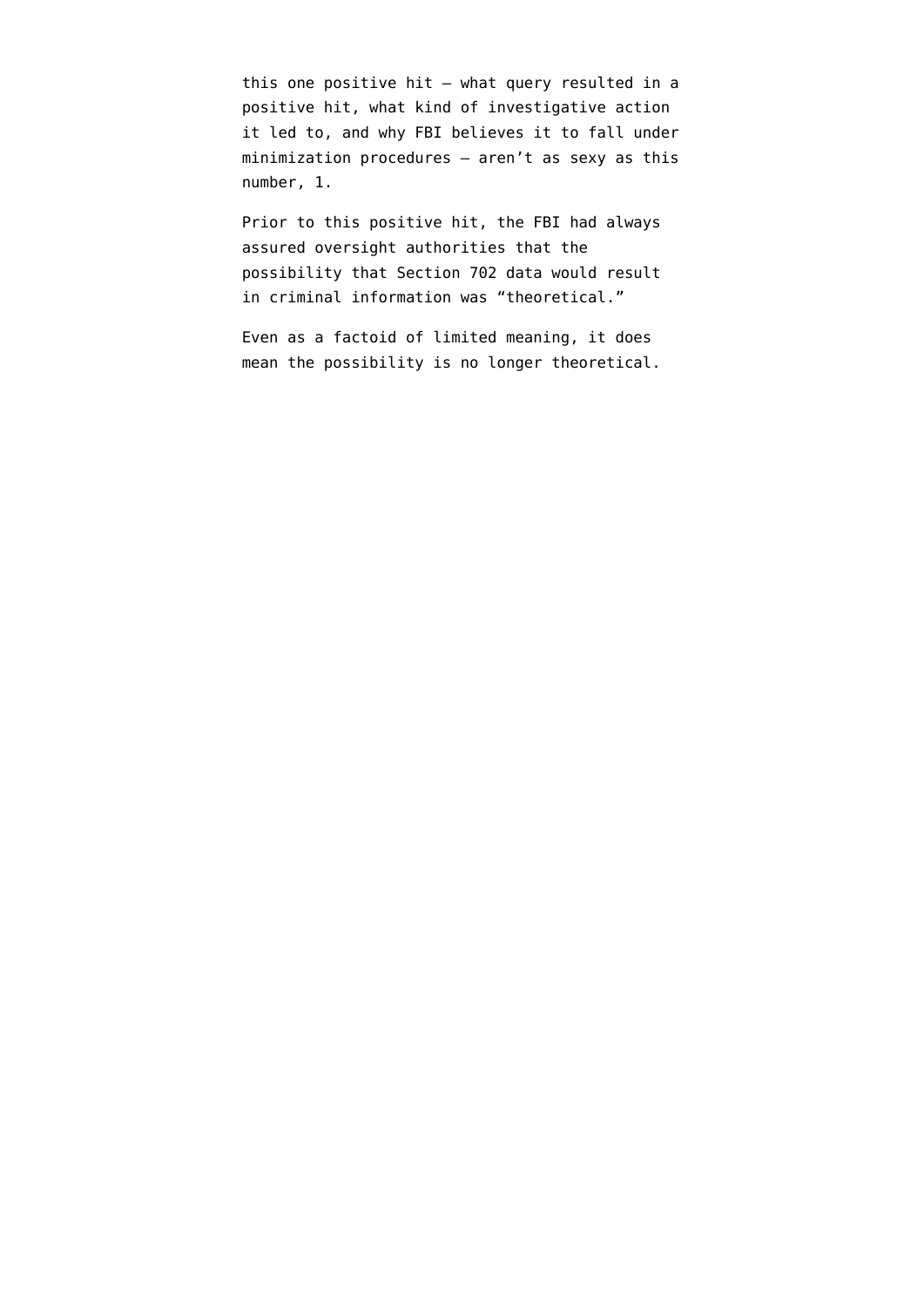this one positive hit — what query resulted in a positive hit, what kind of investigative action it led to, and why FBI believes it to fall under minimization procedures — aren't as sexy as this number, 1.

Prior to this positive hit, the FBI had always assured oversight authorities that the possibility that Section 702 data would result in criminal information was "theoretical."

Even as a factoid of limited meaning, it does mean the possibility is no longer theoretical.